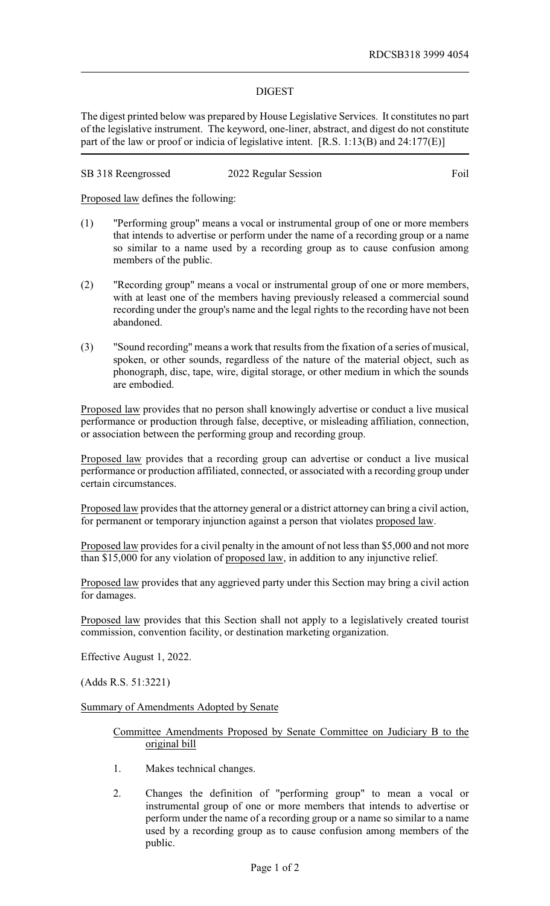RDCSB318 3999 4054

# DIGEST

The digest printed below was prepared by House Legislative Services. It constitutes no part of the legislative instrument. The keyword, one-liner, abstract, and digest do not constitute part of the law or proof or indicia of legislative intent. [R.S. 1:13(B) and 24:177(E)]

SB 318 Reengrossed | 2022 Regular Session | Foil

Proposed law defines the following:

(1) "Performing group" means a vocal or instrumental group of one or more members that intends to advertise or perform under the name of a recording group or a name so similar to a name used by a recording group as to cause confusion among members of the public.

(2) "Recording group" means a vocal or instrumental group of one or more members, with at least one of the members having previously released a commercial sound recording under the group's name and the legal rights to the recording have not been abandoned.

(3) "Sound recording" means a work that results from the fixation of a series of musical, spoken, or other sounds, regardless of the nature of the material object, such as phonograph, disc, tape, wire, digital storage, or other medium in which the sounds are embodied.

Proposed law provides that no person shall knowingly advertise or conduct a live musical performance or production through false, deceptive, or misleading affiliation, connection, or association between the performing group and recording group.

Proposed law provides that a recording group can advertise or conduct a live musical performance or production affiliated, connected, or associated with a recording group under certain circumstances.

Proposed law provides that the attorney general or a district attorney can bring a civil action, for permanent or temporary injunction against a person that violates proposed law.

Proposed law provides for a civil penalty in the amount of not less than $5,000 and not more than $15,000 for any violation of proposed law, in addition to any injunctive relief.

Proposed law provides that any aggrieved party under this Section may bring a civil action for damages.

Proposed law provides that this Section shall not apply to a legislatively created tourist commission, convention facility, or destination marketing organization.

Effective August 1, 2022.

(Adds R.S. 51:3221)

Summary of Amendments Adopted by Senate

Committee Amendments Proposed by Senate Committee on Judiciary B to the original bill

1. Makes technical changes.

2. Changes the definition of "performing group" to mean a vocal or instrumental group of one or more members that intends to advertise or perform under the name of a recording group or a name so similar to a name used by a recording group as to cause confusion among members of the public.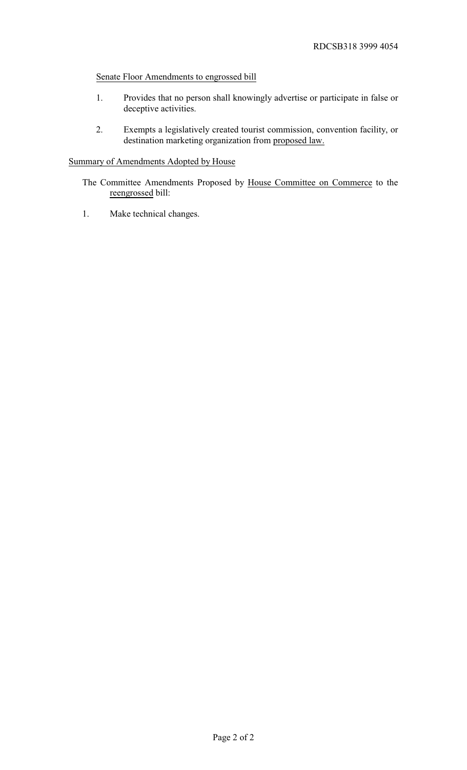Senate Floor Amendments to engrossed bill

1. Provides that no person shall knowingly advertise or participate in false or deceptive activities.

2. Exempts a legislatively created tourist commission, convention facility, or destination marketing organization from proposed law.

Summary of Amendments Adopted by House

The Committee Amendments Proposed by House Committee on Commerce to the reengrossed bill:

1. Make technical changes.